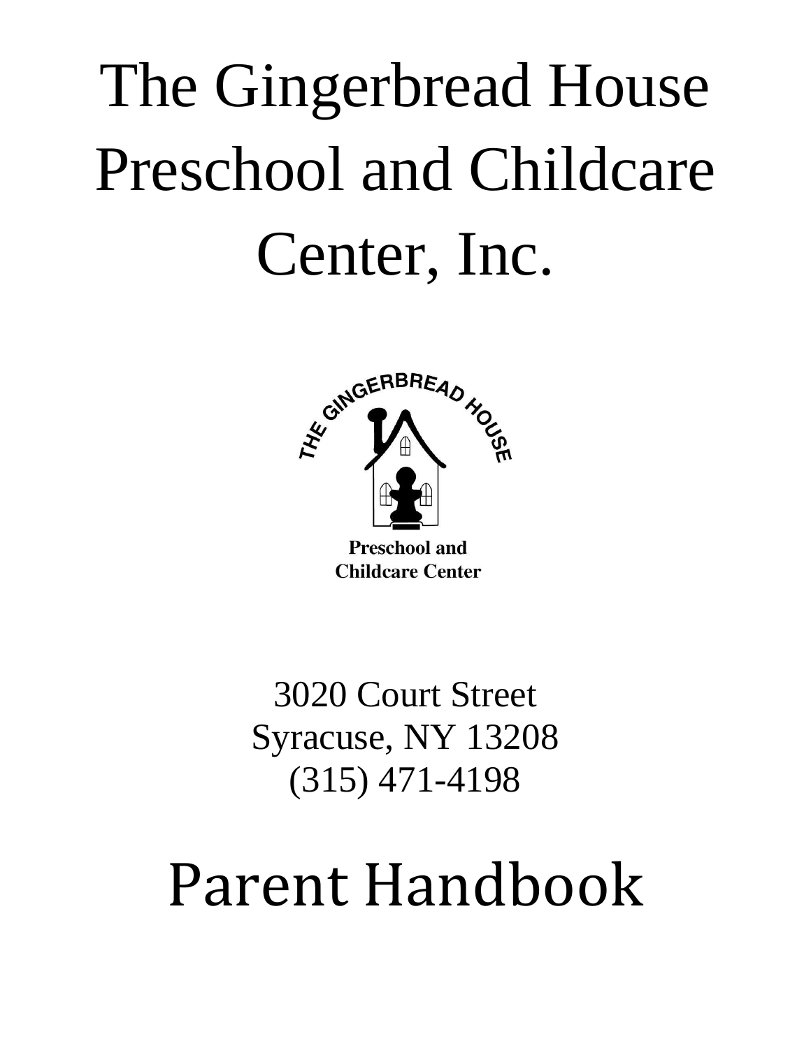# The Gingerbread House Preschool and Childcare Center, Inc.

THE GINGERBREAD HOUSE

**Preschool and Childcare Center**

3020 Court Street
Syracuse, NY 13208
(315) 471-4198

# Parent Handbook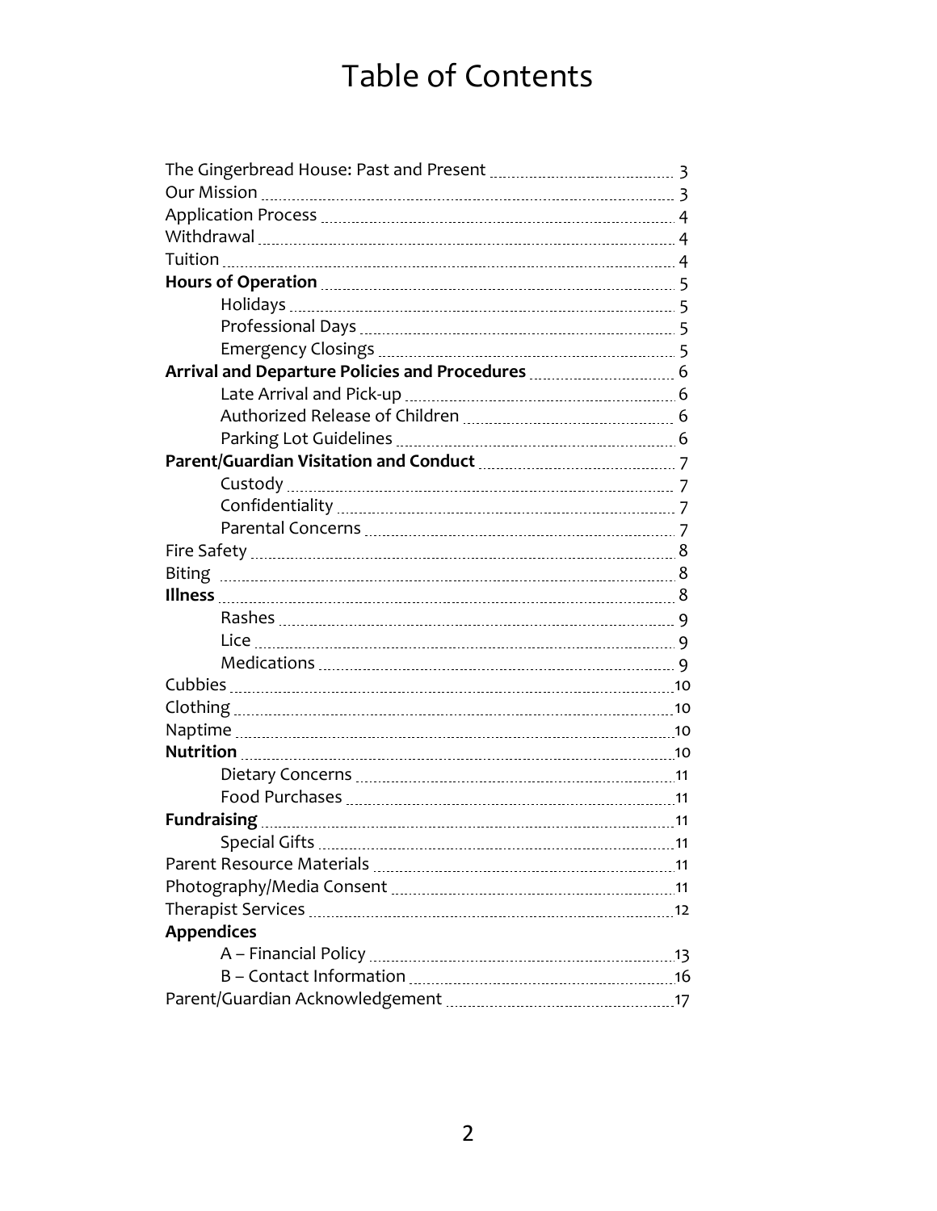# Table of Contents

| | |
|---|---|
| The Gingerbread House: Past and Present | 3 |
| Our Mission | 3 |
| Application Process | 4 |
| Withdrawal | 4 |
| Tuition | 4 |
| **Hours of Operation** | 5 |
| &nbsp;&nbsp;&nbsp;&nbsp;Holidays | 5 |
| &nbsp;&nbsp;&nbsp;&nbsp;Professional Days | 5 |
| &nbsp;&nbsp;&nbsp;&nbsp;Emergency Closings | 5 |
| **Arrival and Departure Policies and Procedures** | 6 |
| &nbsp;&nbsp;&nbsp;&nbsp;Late Arrival and Pick-up | 6 |
| &nbsp;&nbsp;&nbsp;&nbsp;Authorized Release of Children | 6 |
| &nbsp;&nbsp;&nbsp;&nbsp;Parking Lot Guidelines | 6 |
| **Parent/Guardian Visitation and Conduct** | 7 |
| &nbsp;&nbsp;&nbsp;&nbsp;Custody | 7 |
| &nbsp;&nbsp;&nbsp;&nbsp;Confidentiality | 7 |
| &nbsp;&nbsp;&nbsp;&nbsp;Parental Concerns | 7 |
| Fire Safety | 8 |
| Biting | 8 |
| **Illness** | 8 |
| &nbsp;&nbsp;&nbsp;&nbsp;Rashes | 9 |
| &nbsp;&nbsp;&nbsp;&nbsp;Lice | 9 |
| &nbsp;&nbsp;&nbsp;&nbsp;Medications | 9 |
| Cubbies | 10 |
| Clothing | 10 |
| Naptime | 10 |
| **Nutrition** | 10 |
| &nbsp;&nbsp;&nbsp;&nbsp;Dietary Concerns | 11 |
| &nbsp;&nbsp;&nbsp;&nbsp;Food Purchases | 11 |
| **Fundraising** | 11 |
| &nbsp;&nbsp;&nbsp;&nbsp;Special Gifts | 11 |
| Parent Resource Materials | 11 |
| Photography/Media Consent | 11 |
| Therapist Services | 12 |
| **Appendices** | |
| &nbsp;&nbsp;&nbsp;&nbsp;A – Financial Policy | 13 |
| &nbsp;&nbsp;&nbsp;&nbsp;B – Contact Information | 16 |
| Parent/Guardian Acknowledgement | 17 |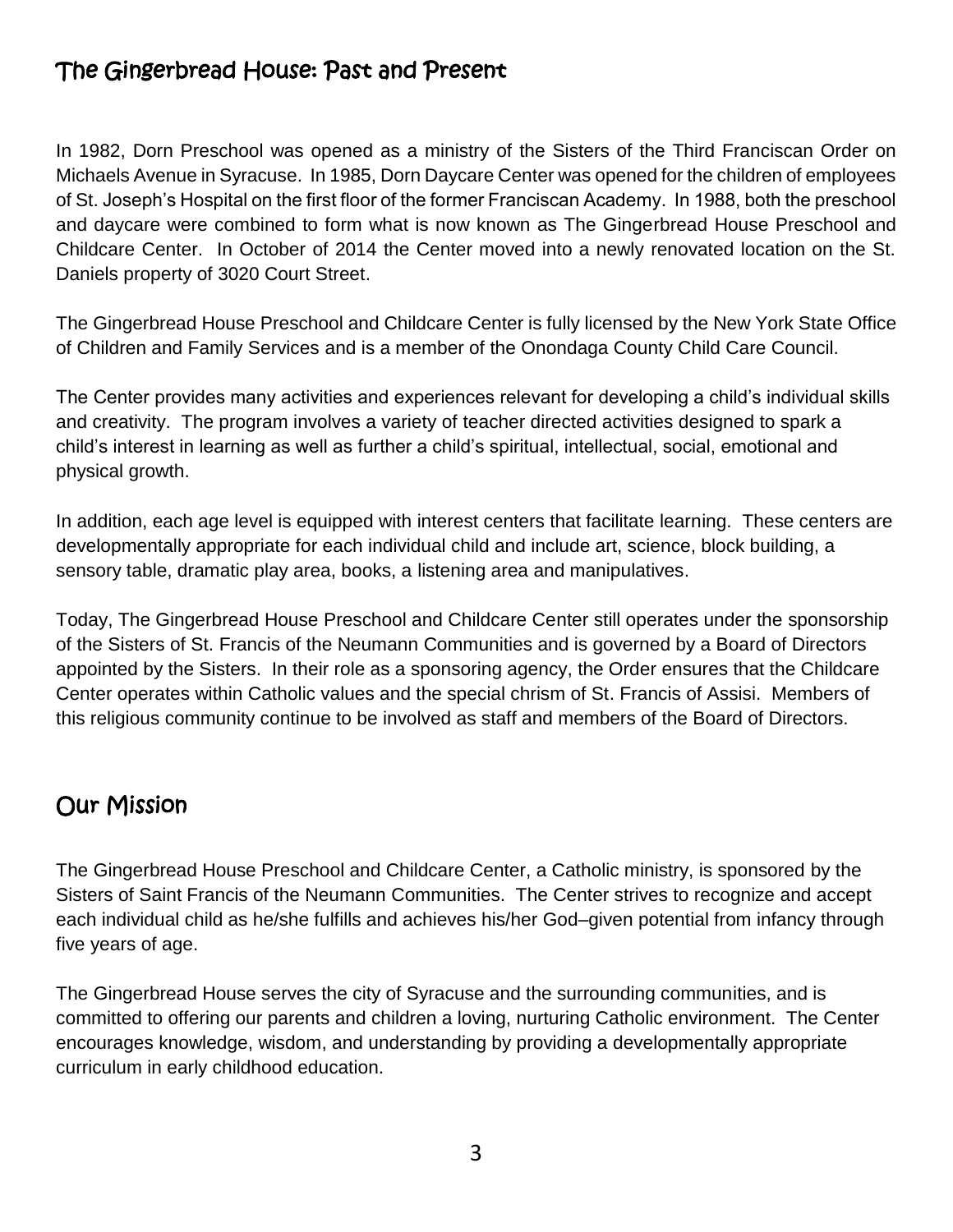## The Gingerbread House: Past and Present

In 1982, Dorn Preschool was opened as a ministry of the Sisters of the Third Franciscan Order on Michaels Avenue in Syracuse. In 1985, Dorn Daycare Center was opened for the children of employees of St. Joseph's Hospital on the first floor of the former Franciscan Academy. In 1988, both the preschool and daycare were combined to form what is now known as The Gingerbread House Preschool and Childcare Center. In October of 2014 the Center moved into a newly renovated location on the St. Daniels property of 3020 Court Street.

The Gingerbread House Preschool and Childcare Center is fully licensed by the New York State Office of Children and Family Services and is a member of the Onondaga County Child Care Council.

The Center provides many activities and experiences relevant for developing a child's individual skills and creativity. The program involves a variety of teacher directed activities designed to spark a child's interest in learning as well as further a child's spiritual, intellectual, social, emotional and physical growth.

In addition, each age level is equipped with interest centers that facilitate learning. These centers are developmentally appropriate for each individual child and include art, science, block building, a sensory table, dramatic play area, books, a listening area and manipulatives.

Today, The Gingerbread House Preschool and Childcare Center still operates under the sponsorship of the Sisters of St. Francis of the Neumann Communities and is governed by a Board of Directors appointed by the Sisters. In their role as a sponsoring agency, the Order ensures that the Childcare Center operates within Catholic values and the special chrism of St. Francis of Assisi. Members of this religious community continue to be involved as staff and members of the Board of Directors.

## Our Mission

The Gingerbread House Preschool and Childcare Center, a Catholic ministry, is sponsored by the Sisters of Saint Francis of the Neumann Communities. The Center strives to recognize and accept each individual child as he/she fulfills and achieves his/her God–given potential from infancy through five years of age.

The Gingerbread House serves the city of Syracuse and the surrounding communities, and is committed to offering our parents and children a loving, nurturing Catholic environment. The Center encourages knowledge, wisdom, and understanding by providing a developmentally appropriate curriculum in early childhood education.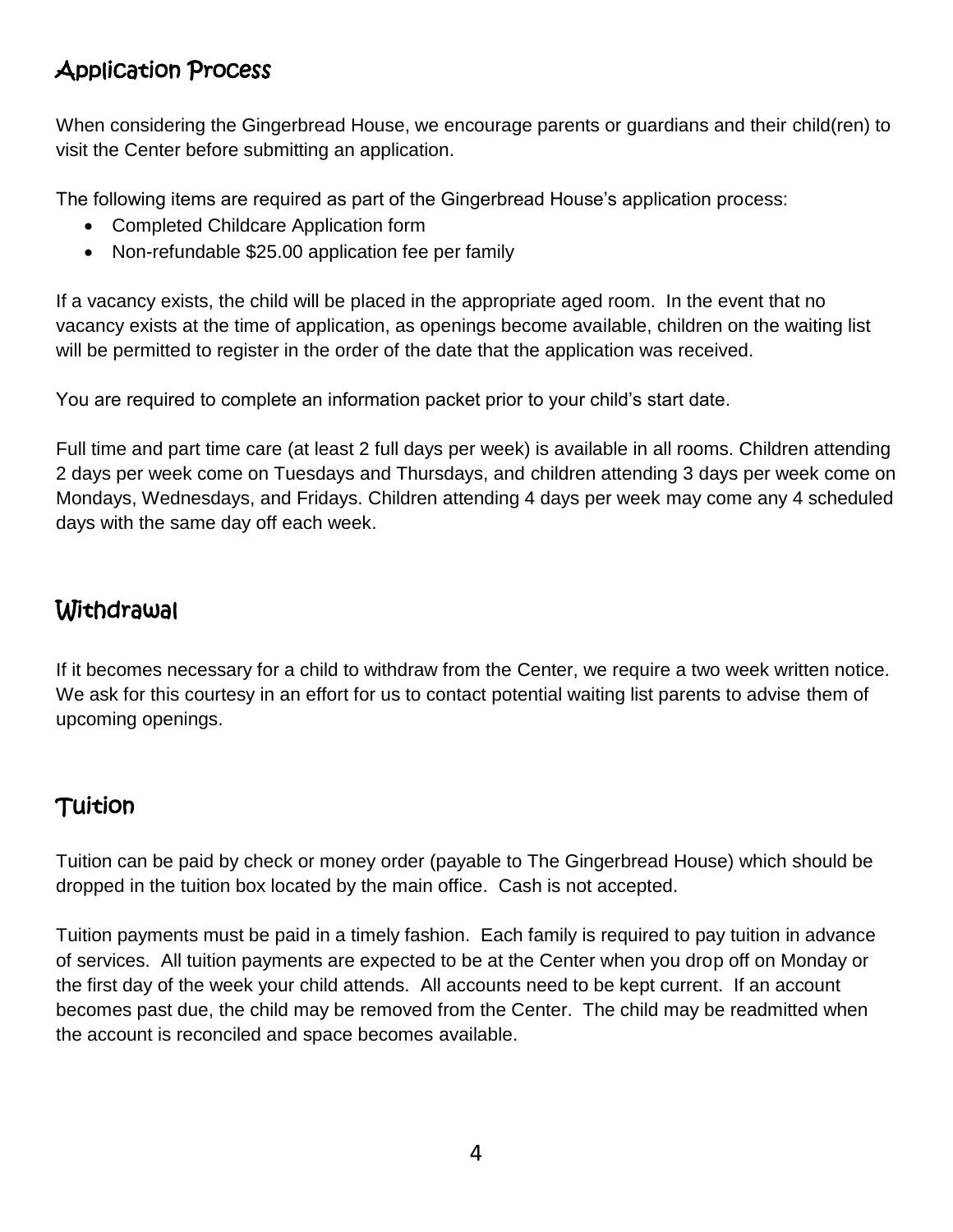## Application Process

When considering the Gingerbread House, we encourage parents or guardians and their child(ren) to visit the Center before submitting an application.

The following items are required as part of the Gingerbread House's application process:

- Completed Childcare Application form
- Non-refundable $25.00 application fee per family

If a vacancy exists, the child will be placed in the appropriate aged room. In the event that no vacancy exists at the time of application, as openings become available, children on the waiting list will be permitted to register in the order of the date that the application was received.

You are required to complete an information packet prior to your child's start date.

Full time and part time care (at least 2 full days per week) is available in all rooms. Children attending 2 days per week come on Tuesdays and Thursdays, and children attending 3 days per week come on Mondays, Wednesdays, and Fridays. Children attending 4 days per week may come any 4 scheduled days with the same day off each week.

## Withdrawal

If it becomes necessary for a child to withdraw from the Center, we require a two week written notice. We ask for this courtesy in an effort for us to contact potential waiting list parents to advise them of upcoming openings.

## Tuition

Tuition can be paid by check or money order (payable to The Gingerbread House) which should be dropped in the tuition box located by the main office. Cash is not accepted.

Tuition payments must be paid in a timely fashion. Each family is required to pay tuition in advance of services. All tuition payments are expected to be at the Center when you drop off on Monday or the first day of the week your child attends. All accounts need to be kept current. If an account becomes past due, the child may be removed from the Center. The child may be readmitted when the account is reconciled and space becomes available.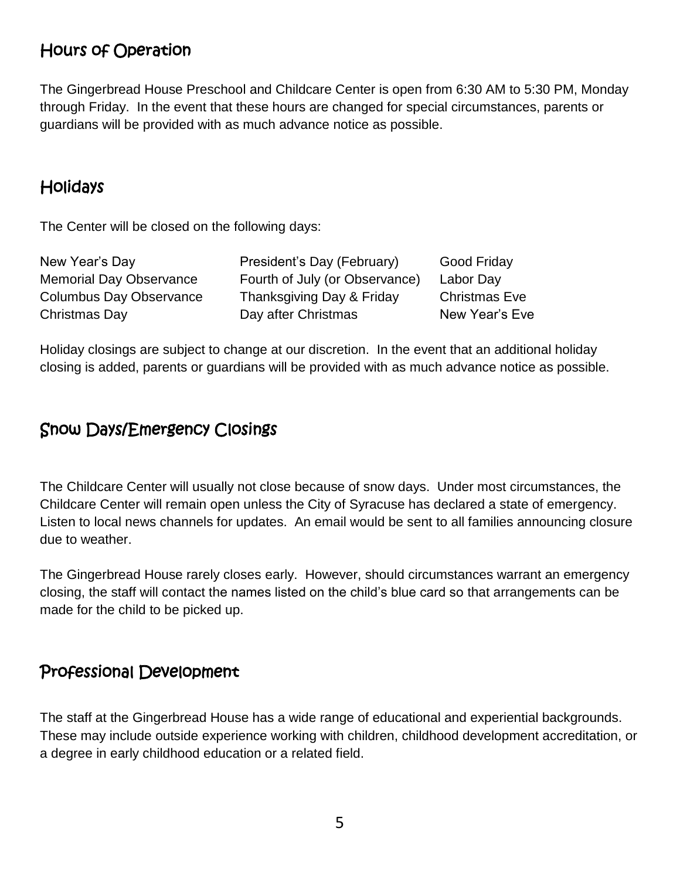## Hours of Operation

The Gingerbread House Preschool and Childcare Center is open from 6:30 AM to 5:30 PM, Monday through Friday. In the event that these hours are changed for special circumstances, parents or guardians will be provided with as much advance notice as possible.

## Holidays

The Center will be closed on the following days:

| | | |
|---|---|---|
| New Year's Day | President's Day (February) | Good Friday |
| Memorial Day Observance | Fourth of July (or Observance) | Labor Day |
| Columbus Day Observance | Thanksgiving Day & Friday | Christmas Eve |
| Christmas Day | Day after Christmas | New Year's Eve |

Holiday closings are subject to change at our discretion. In the event that an additional holiday closing is added, parents or guardians will be provided with as much advance notice as possible.

## Snow Days/Emergency Closings

The Childcare Center will usually not close because of snow days. Under most circumstances, the Childcare Center will remain open unless the City of Syracuse has declared a state of emergency. Listen to local news channels for updates. An email would be sent to all families announcing closure due to weather.

The Gingerbread House rarely closes early. However, should circumstances warrant an emergency closing, the staff will contact the names listed on the child's blue card so that arrangements can be made for the child to be picked up.

## Professional Development

The staff at the Gingerbread House has a wide range of educational and experiential backgrounds. These may include outside experience working with children, childhood development accreditation, or a degree in early childhood education or a related field.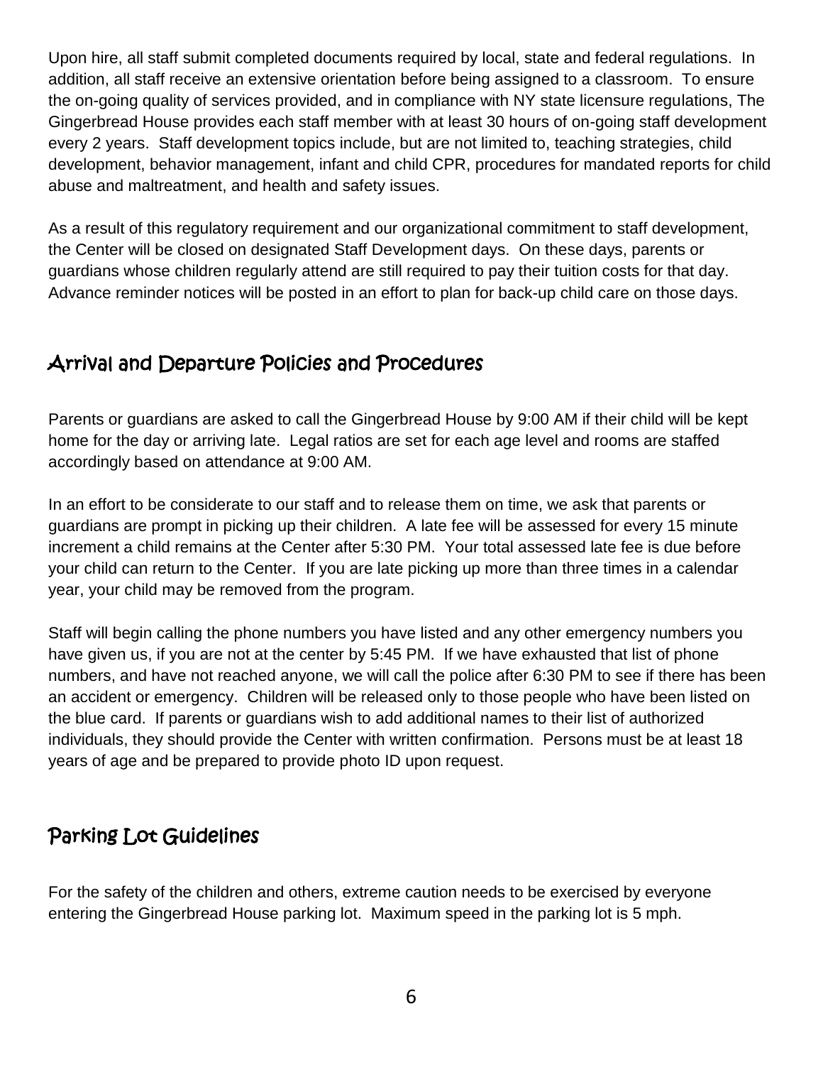Upon hire, all staff submit completed documents required by local, state and federal regulations. In addition, all staff receive an extensive orientation before being assigned to a classroom. To ensure the on-going quality of services provided, and in compliance with NY state licensure regulations, The Gingerbread House provides each staff member with at least 30 hours of on-going staff development every 2 years. Staff development topics include, but are not limited to, teaching strategies, child development, behavior management, infant and child CPR, procedures for mandated reports for child abuse and maltreatment, and health and safety issues.

As a result of this regulatory requirement and our organizational commitment to staff development, the Center will be closed on designated Staff Development days. On these days, parents or guardians whose children regularly attend are still required to pay their tuition costs for that day. Advance reminder notices will be posted in an effort to plan for back-up child care on those days.

## Arrival and Departure Policies and Procedures

Parents or guardians are asked to call the Gingerbread House by 9:00 AM if their child will be kept home for the day or arriving late. Legal ratios are set for each age level and rooms are staffed accordingly based on attendance at 9:00 AM.

In an effort to be considerate to our staff and to release them on time, we ask that parents or guardians are prompt in picking up their children. A late fee will be assessed for every 15 minute increment a child remains at the Center after 5:30 PM. Your total assessed late fee is due before your child can return to the Center. If you are late picking up more than three times in a calendar year, your child may be removed from the program.

Staff will begin calling the phone numbers you have listed and any other emergency numbers you have given us, if you are not at the center by 5:45 PM. If we have exhausted that list of phone numbers, and have not reached anyone, we will call the police after 6:30 PM to see if there has been an accident or emergency. Children will be released only to those people who have been listed on the blue card. If parents or guardians wish to add additional names to their list of authorized individuals, they should provide the Center with written confirmation. Persons must be at least 18 years of age and be prepared to provide photo ID upon request.

## Parking Lot Guidelines

For the safety of the children and others, extreme caution needs to be exercised by everyone entering the Gingerbread House parking lot. Maximum speed in the parking lot is 5 mph.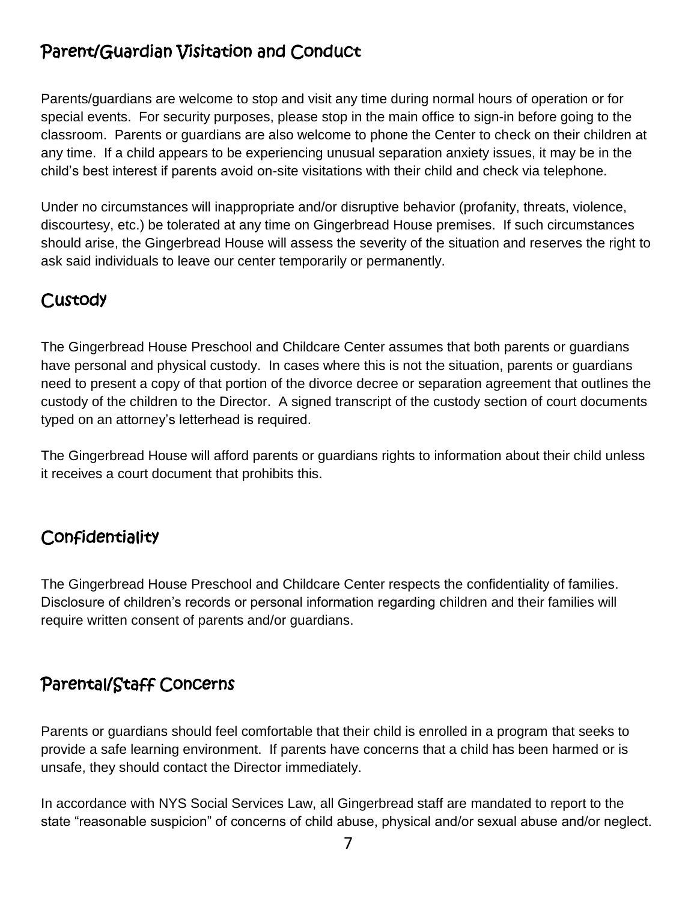## Parent/Guardian Visitation and Conduct

Parents/guardians are welcome to stop and visit any time during normal hours of operation or for special events. For security purposes, please stop in the main office to sign-in before going to the classroom. Parents or guardians are also welcome to phone the Center to check on their children at any time. If a child appears to be experiencing unusual separation anxiety issues, it may be in the child's best interest if parents avoid on-site visitations with their child and check via telephone.

Under no circumstances will inappropriate and/or disruptive behavior (profanity, threats, violence, discourtesy, etc.) be tolerated at any time on Gingerbread House premises. If such circumstances should arise, the Gingerbread House will assess the severity of the situation and reserves the right to ask said individuals to leave our center temporarily or permanently.

## Custody

The Gingerbread House Preschool and Childcare Center assumes that both parents or guardians have personal and physical custody. In cases where this is not the situation, parents or guardians need to present a copy of that portion of the divorce decree or separation agreement that outlines the custody of the children to the Director. A signed transcript of the custody section of court documents typed on an attorney's letterhead is required.

The Gingerbread House will afford parents or guardians rights to information about their child unless it receives a court document that prohibits this.

## Confidentiality

The Gingerbread House Preschool and Childcare Center respects the confidentiality of families. Disclosure of children's records or personal information regarding children and their families will require written consent of parents and/or guardians.

## Parental/Staff Concerns

Parents or guardians should feel comfortable that their child is enrolled in a program that seeks to provide a safe learning environment. If parents have concerns that a child has been harmed or is unsafe, they should contact the Director immediately.

In accordance with NYS Social Services Law, all Gingerbread staff are mandated to report to the state "reasonable suspicion" of concerns of child abuse, physical and/or sexual abuse and/or neglect.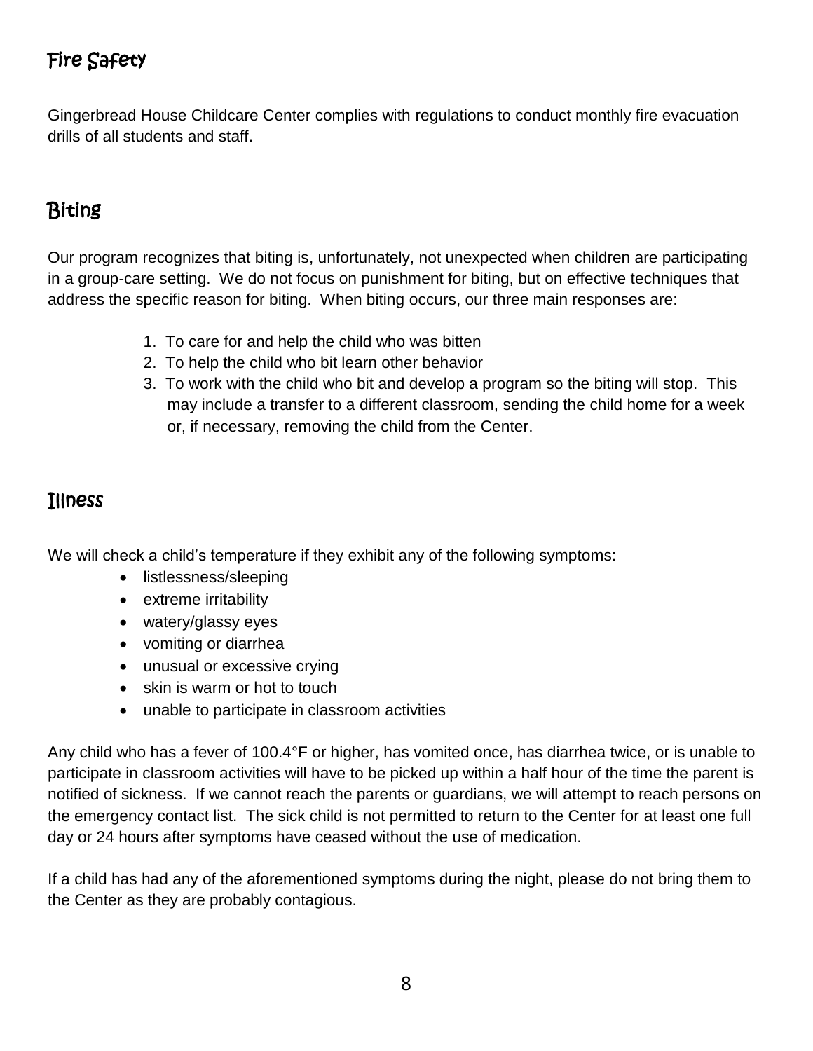## Fire Safety

Gingerbread House Childcare Center complies with regulations to conduct monthly fire evacuation drills of all students and staff.

## Biting

Our program recognizes that biting is, unfortunately, not unexpected when children are participating in a group-care setting. We do not focus on punishment for biting, but on effective techniques that address the specific reason for biting. When biting occurs, our three main responses are:

1. To care for and help the child who was bitten
2. To help the child who bit learn other behavior
3. To work with the child who bit and develop a program so the biting will stop. This may include a transfer to a different classroom, sending the child home for a week or, if necessary, removing the child from the Center.

## Illness

We will check a child's temperature if they exhibit any of the following symptoms:

- listlessness/sleeping
- extreme irritability
- watery/glassy eyes
- vomiting or diarrhea
- unusual or excessive crying
- skin is warm or hot to touch
- unable to participate in classroom activities

Any child who has a fever of 100.4°F or higher, has vomited once, has diarrhea twice, or is unable to participate in classroom activities will have to be picked up within a half hour of the time the parent is notified of sickness. If we cannot reach the parents or guardians, we will attempt to reach persons on the emergency contact list. The sick child is not permitted to return to the Center for at least one full day or 24 hours after symptoms have ceased without the use of medication.

If a child has had any of the aforementioned symptoms during the night, please do not bring them to the Center as they are probably contagious.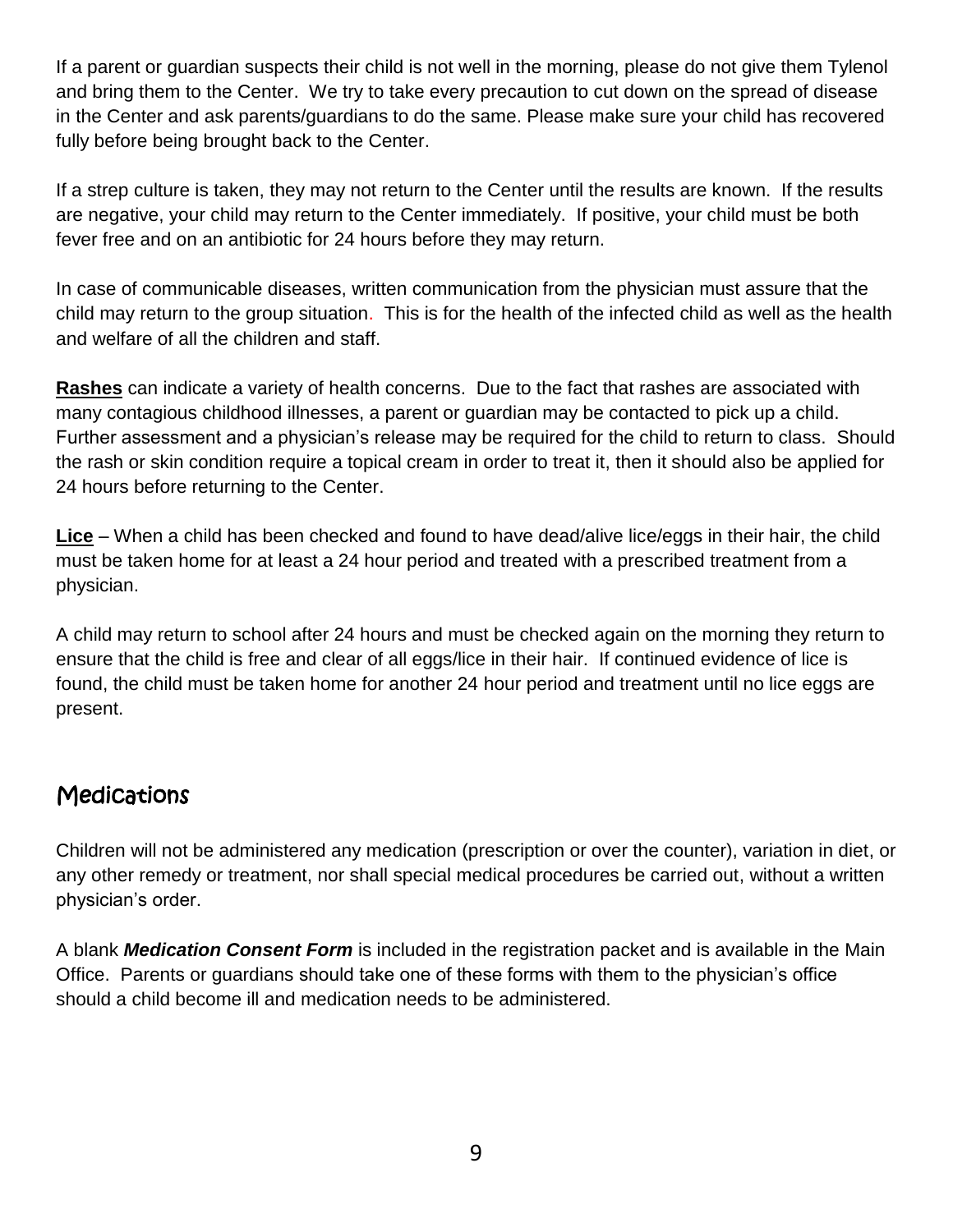If a parent or guardian suspects their child is not well in the morning, please do not give them Tylenol and bring them to the Center. We try to take every precaution to cut down on the spread of disease in the Center and ask parents/guardians to do the same. Please make sure your child has recovered fully before being brought back to the Center.

If a strep culture is taken, they may not return to the Center until the results are known. If the results are negative, your child may return to the Center immediately. If positive, your child must be both fever free and on an antibiotic for 24 hours before they may return.

In case of communicable diseases, written communication from the physician must assure that the child may return to the group situation. This is for the health of the infected child as well as the health and welfare of all the children and staff.

**Rashes** can indicate a variety of health concerns. Due to the fact that rashes are associated with many contagious childhood illnesses, a parent or guardian may be contacted to pick up a child. Further assessment and a physician's release may be required for the child to return to class. Should the rash or skin condition require a topical cream in order to treat it, then it should also be applied for 24 hours before returning to the Center.

**Lice** – When a child has been checked and found to have dead/alive lice/eggs in their hair, the child must be taken home for at least a 24 hour period and treated with a prescribed treatment from a physician.

A child may return to school after 24 hours and must be checked again on the morning they return to ensure that the child is free and clear of all eggs/lice in their hair. If continued evidence of lice is found, the child must be taken home for another 24 hour period and treatment until no lice eggs are present.

## Medications

Children will not be administered any medication (prescription or over the counter), variation in diet, or any other remedy or treatment, nor shall special medical procedures be carried out, without a written physician's order.

A blank ***Medication Consent Form*** is included in the registration packet and is available in the Main Office. Parents or guardians should take one of these forms with them to the physician's office should a child become ill and medication needs to be administered.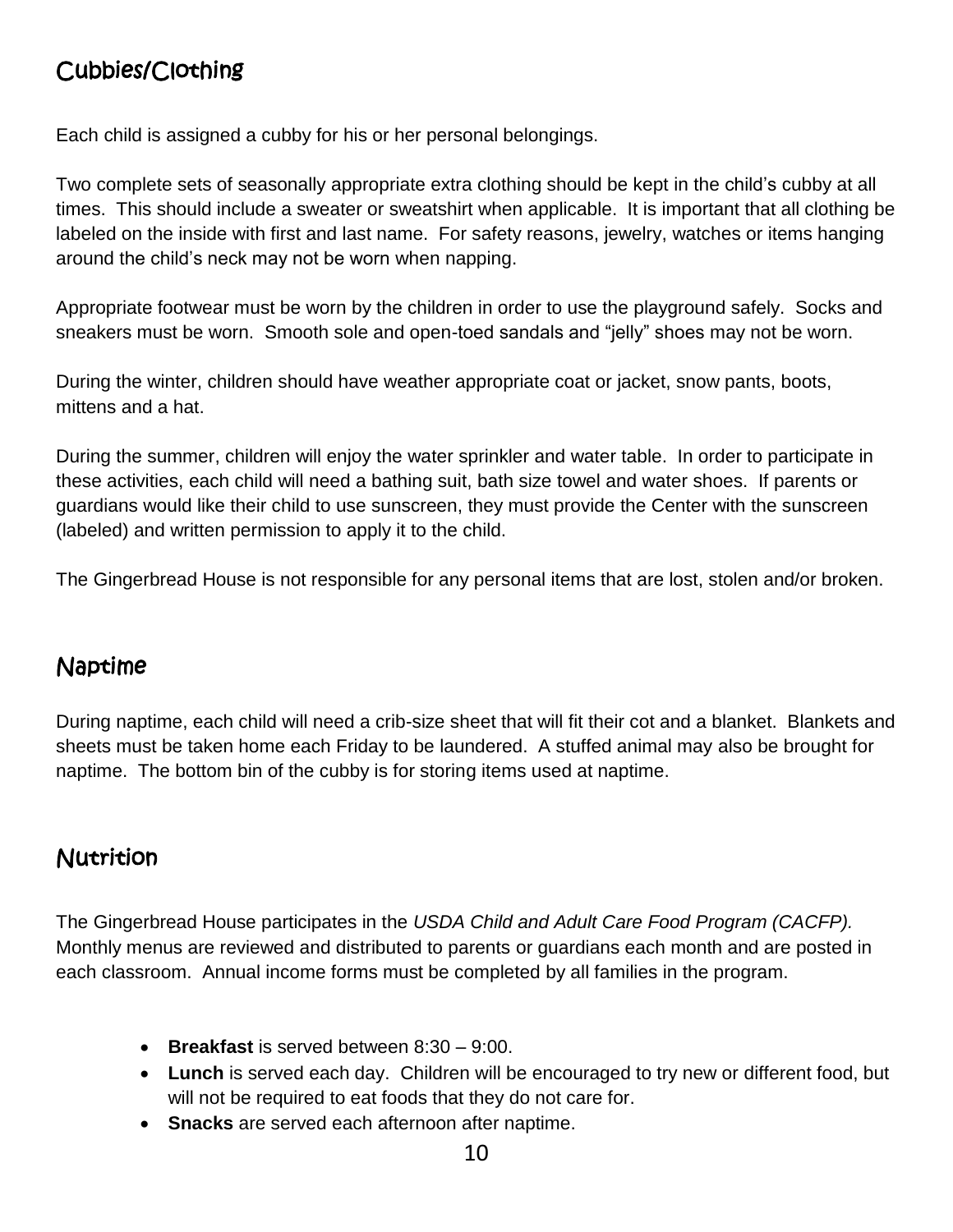## Cubbies/Clothing

Each child is assigned a cubby for his or her personal belongings.

Two complete sets of seasonally appropriate extra clothing should be kept in the child's cubby at all times. This should include a sweater or sweatshirt when applicable. It is important that all clothing be labeled on the inside with first and last name. For safety reasons, jewelry, watches or items hanging around the child's neck may not be worn when napping.

Appropriate footwear must be worn by the children in order to use the playground safely. Socks and sneakers must be worn. Smooth sole and open-toed sandals and "jelly" shoes may not be worn.

During the winter, children should have weather appropriate coat or jacket, snow pants, boots, mittens and a hat.

During the summer, children will enjoy the water sprinkler and water table. In order to participate in these activities, each child will need a bathing suit, bath size towel and water shoes. If parents or guardians would like their child to use sunscreen, they must provide the Center with the sunscreen (labeled) and written permission to apply it to the child.

The Gingerbread House is not responsible for any personal items that are lost, stolen and/or broken.

## Naptime

During naptime, each child will need a crib-size sheet that will fit their cot and a blanket. Blankets and sheets must be taken home each Friday to be laundered. A stuffed animal may also be brought for naptime. The bottom bin of the cubby is for storing items used at naptime.

## Nutrition

The Gingerbread House participates in the *USDA Child and Adult Care Food Program (CACFP).* Monthly menus are reviewed and distributed to parents or guardians each month and are posted in each classroom. Annual income forms must be completed by all families in the program.

- **Breakfast** is served between 8:30 – 9:00.
- **Lunch** is served each day. Children will be encouraged to try new or different food, but will not be required to eat foods that they do not care for.
- **Snacks** are served each afternoon after naptime.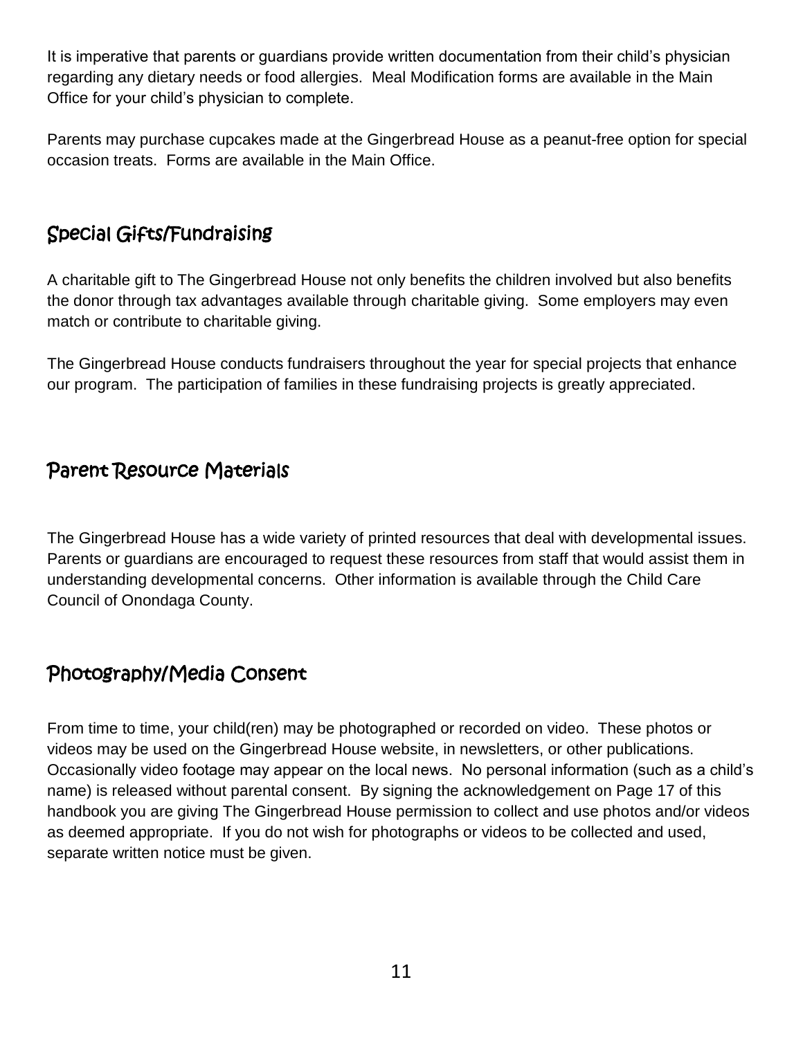It is imperative that parents or guardians provide written documentation from their child's physician regarding any dietary needs or food allergies. Meal Modification forms are available in the Main Office for your child's physician to complete.

Parents may purchase cupcakes made at the Gingerbread House as a peanut-free option for special occasion treats. Forms are available in the Main Office.

## Special Gifts/Fundraising

A charitable gift to The Gingerbread House not only benefits the children involved but also benefits the donor through tax advantages available through charitable giving. Some employers may even match or contribute to charitable giving.

The Gingerbread House conducts fundraisers throughout the year for special projects that enhance our program. The participation of families in these fundraising projects is greatly appreciated.

## Parent Resource Materials

The Gingerbread House has a wide variety of printed resources that deal with developmental issues. Parents or guardians are encouraged to request these resources from staff that would assist them in understanding developmental concerns. Other information is available through the Child Care Council of Onondaga County.

## Photography/Media Consent

From time to time, your child(ren) may be photographed or recorded on video. These photos or videos may be used on the Gingerbread House website, in newsletters, or other publications. Occasionally video footage may appear on the local news. No personal information (such as a child's name) is released without parental consent. By signing the acknowledgement on Page 17 of this handbook you are giving The Gingerbread House permission to collect and use photos and/or videos as deemed appropriate. If you do not wish for photographs or videos to be collected and used, separate written notice must be given.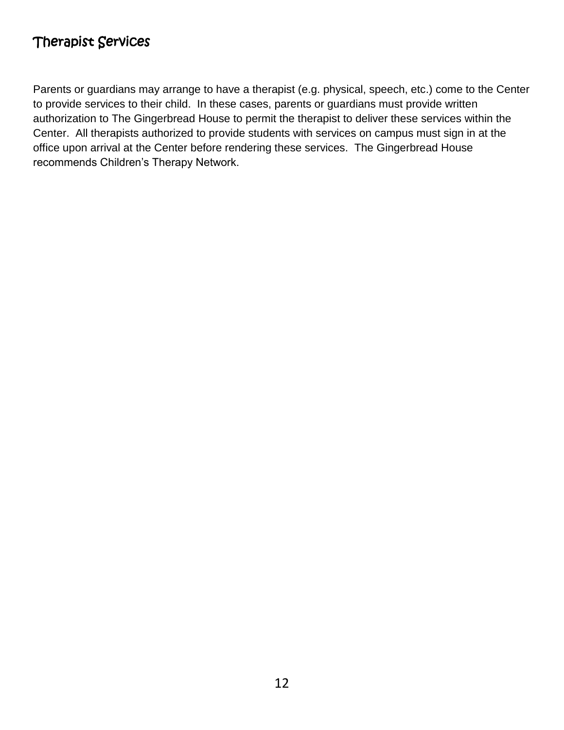## Therapist Services

Parents or guardians may arrange to have a therapist (e.g. physical, speech, etc.) come to the Center to provide services to their child. In these cases, parents or guardians must provide written authorization to The Gingerbread House to permit the therapist to deliver these services within the Center. All therapists authorized to provide students with services on campus must sign in at the office upon arrival at the Center before rendering these services. The Gingerbread House recommends Children's Therapy Network.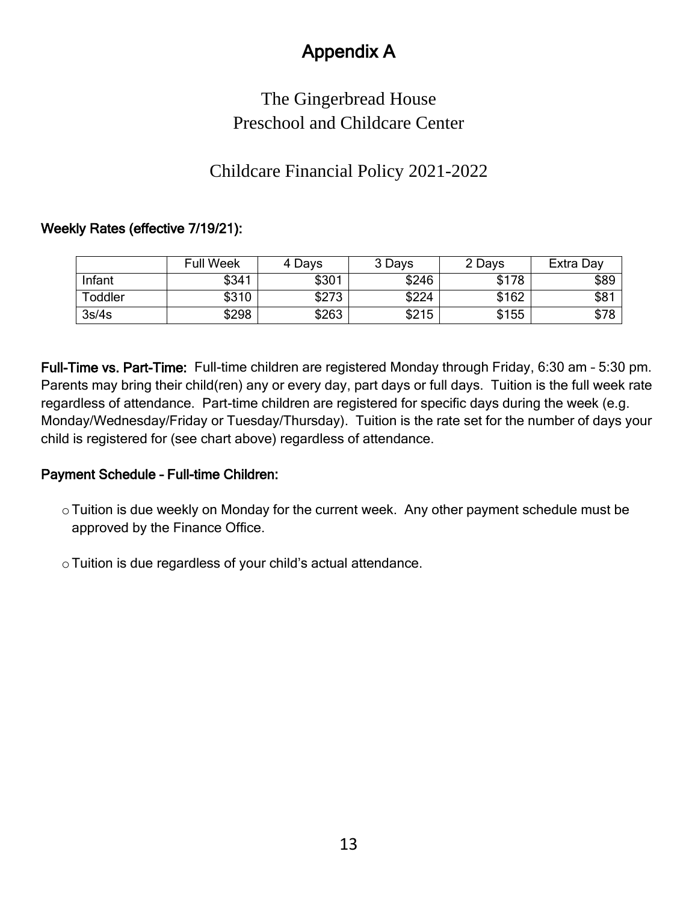# Appendix A

## The Gingerbread House
## Preschool and Childcare Center

## Childcare Financial Policy 2021-2022

**Weekly Rates (effective 7/19/21):**

| | Full Week | 4 Days | 3 Days | 2 Days | Extra Day |
|---|---|---|---|---|---|
| Infant | $341 | $301 | $246 | $178 | $89 |
| Toddler | $310 | $273 | $224 | $162 | $81 |
| 3s/4s | $298 | $263 | $215 | $155 | $78 |

**Full-Time vs. Part-Time:** Full-time children are registered Monday through Friday, 6:30 am – 5:30 pm. Parents may bring their child(ren) any or every day, part days or full days. Tuition is the full week rate regardless of attendance. Part-time children are registered for specific days during the week (e.g. Monday/Wednesday/Friday or Tuesday/Thursday). Tuition is the rate set for the number of days your child is registered for (see chart above) regardless of attendance.

**Payment Schedule – Full-time Children:**

- Tuition is due weekly on Monday for the current week. Any other payment schedule must be approved by the Finance Office.
- Tuition is due regardless of your child's actual attendance.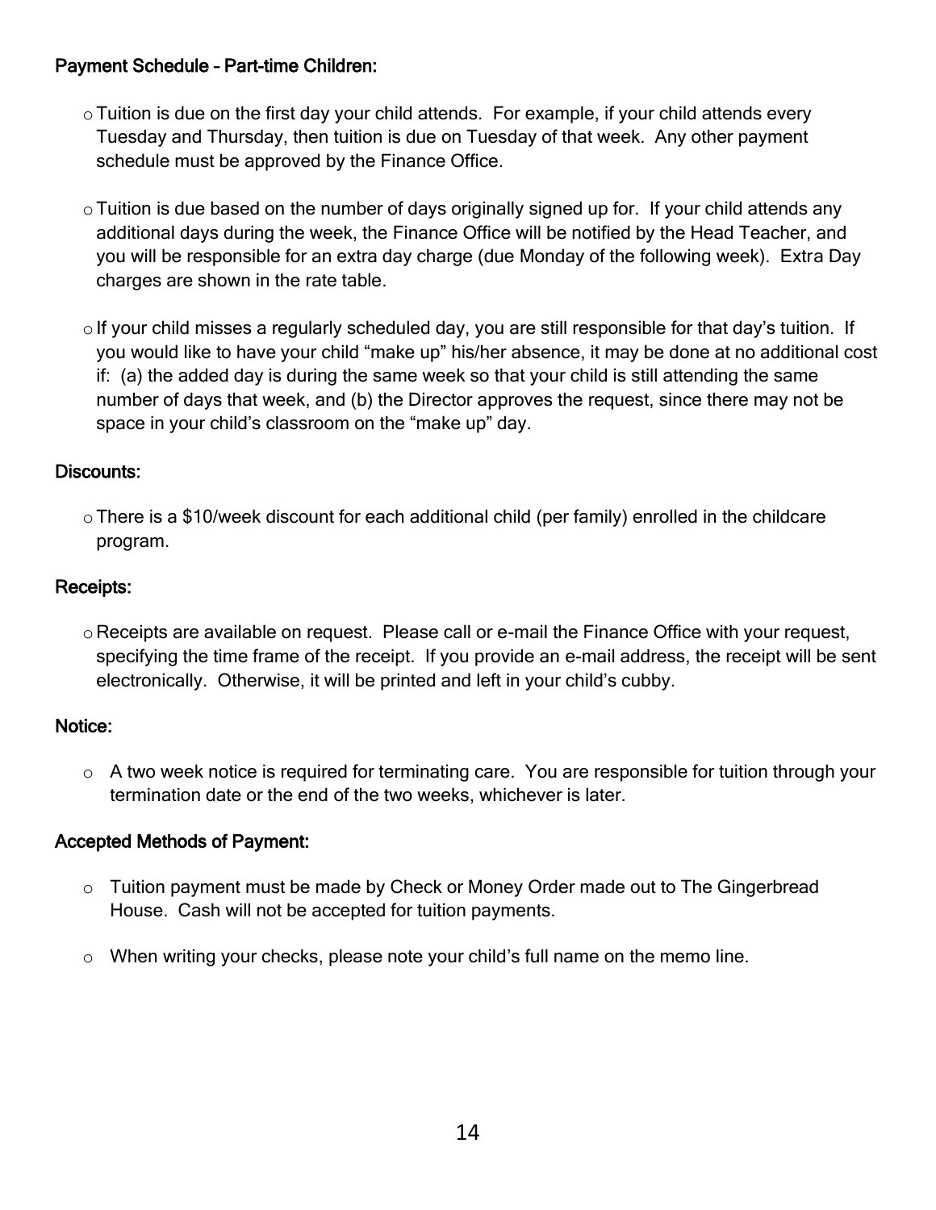**Payment Schedule – Part-time Children:**

- Tuition is due on the first day your child attends. For example, if your child attends every Tuesday and Thursday, then tuition is due on Tuesday of that week. Any other payment schedule must be approved by the Finance Office.

- Tuition is due based on the number of days originally signed up for. If your child attends any additional days during the week, the Finance Office will be notified by the Head Teacher, and you will be responsible for an extra day charge (due Monday of the following week). Extra Day charges are shown in the rate table.

- If your child misses a regularly scheduled day, you are still responsible for that day's tuition. If you would like to have your child "make up" his/her absence, it may be done at no additional cost if: (a) the added day is during the same week so that your child is still attending the same number of days that week, and (b) the Director approves the request, since there may not be space in your child's classroom on the "make up" day.

**Discounts:**

- There is a $10/week discount for each additional child (per family) enrolled in the childcare program.

**Receipts:**

- Receipts are available on request. Please call or e-mail the Finance Office with your request, specifying the time frame of the receipt. If you provide an e-mail address, the receipt will be sent electronically. Otherwise, it will be printed and left in your child's cubby.

**Notice:**

- A two week notice is required for terminating care. You are responsible for tuition through your termination date or the end of the two weeks, whichever is later.

**Accepted Methods of Payment:**

- Tuition payment must be made by Check or Money Order made out to The Gingerbread House. Cash will not be accepted for tuition payments.

- When writing your checks, please note your child's full name on the memo line.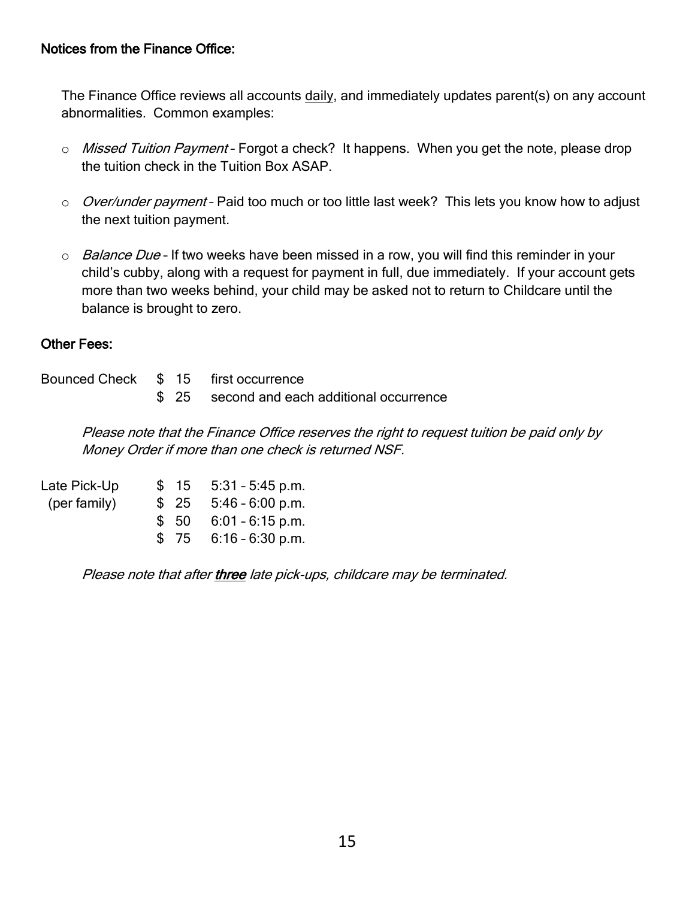### Notices from the Finance Office:

The Finance Office reviews all accounts daily, and immediately updates parent(s) on any account abnormalities. Common examples:

- *Missed Tuition Payment* – Forgot a check? It happens. When you get the note, please drop the tuition check in the Tuition Box ASAP.
- *Over/under payment* – Paid too much or too little last week? This lets you know how to adjust the next tuition payment.
- *Balance Due* – If two weeks have been missed in a row, you will find this reminder in your child's cubby, along with a request for payment in full, due immediately. If your account gets more than two weeks behind, your child may be asked not to return to Childcare until the balance is brought to zero.

### Other Fees:

| | | |
|---|---|---|
| Bounced Check | $ 15 | first occurrence |
| | $ 25 | second and each additional occurrence |

*Please note that the Finance Office reserves the right to request tuition be paid only by Money Order if more than one check is returned NSF.*

| | | |
|---|---|---|
| Late Pick-Up (per family) | $ 15 | 5:31 – 5:45 p.m. |
| | $ 25 | 5:46 – 6:00 p.m. |
| | $ 50 | 6:01 – 6:15 p.m. |
| | $ 75 | 6:16 – 6:30 p.m. |

*Please note that after **three** late pick-ups, childcare may be terminated.*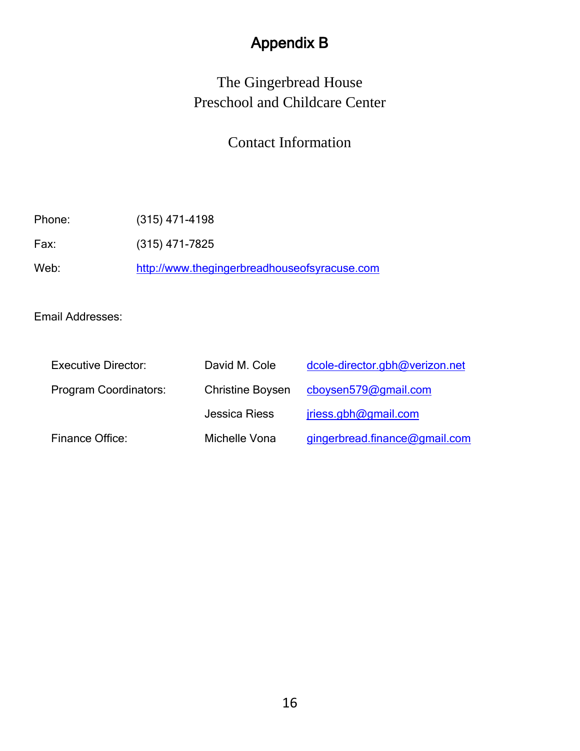# Appendix B

## The Gingerbread House
## Preschool and Childcare Center

### Contact Information

Phone: (315) 471-4198

Fax: (315) 471-7825

Web: http://www.thegingerbreadhouseofsyracuse.com

Email Addresses:

| | | |
|---|---|---|
| Executive Director: | David M. Cole | dcole-director.gbh@verizon.net |
| Program Coordinators: | Christine Boysen | cboysen579@gmail.com |
| | Jessica Riess | jriess.gbh@gmail.com |
| Finance Office: | Michelle Vona | gingerbread.finance@gmail.com |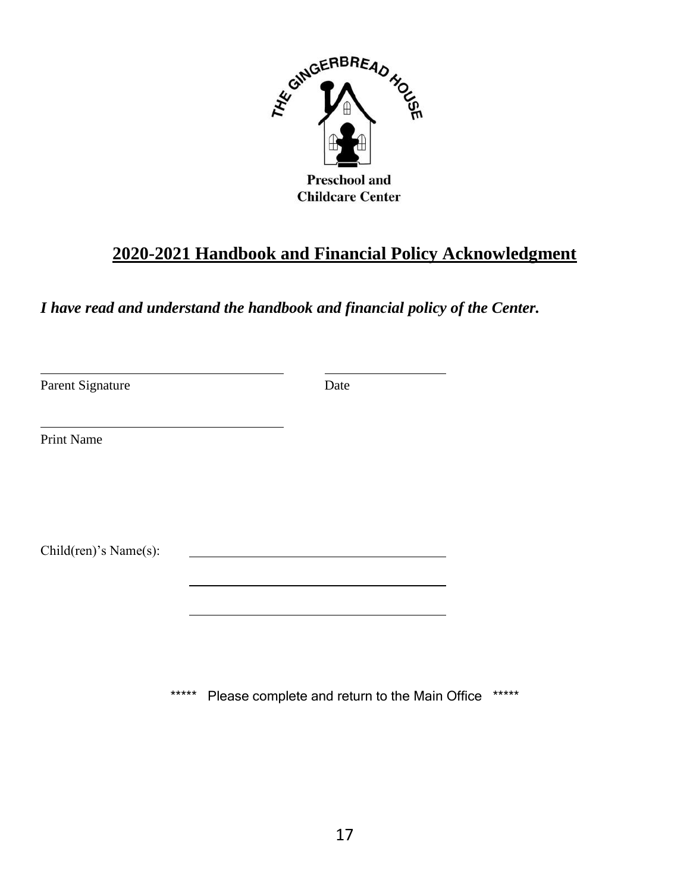THE GINGERBREAD HOUSE

Preschool and Childcare Center

## 2020-2021 Handbook and Financial Policy Acknowledgment

***I have read and understand the handbook and financial policy of the Center.***

\_\_\_\_\_\_\_\_\_\_\_\_\_\_\_\_\_\_\_\_\_\_\_\_\_\_\_\_\_\_\_\_\_\_\_\_ \_\_\_\_\_\_\_\_\_\_\_\_\_\_\_\_\_\_

Parent Signature Date

\_\_\_\_\_\_\_\_\_\_\_\_\_\_\_\_\_\_\_\_\_\_\_\_\_\_\_\_\_\_\_\_\_\_\_\_

Print Name

Child(ren)'s Name(s): \_\_\_\_\_\_\_\_\_\_\_\_\_\_\_\_\_\_\_\_\_\_\_\_\_\_\_\_\_\_\_\_\_\_\_\_

\_\_\_\_\_\_\_\_\_\_\_\_\_\_\_\_\_\_\_\_\_\_\_\_\_\_\_\_\_\_\_\_\_\_\_\_

\_\_\_\_\_\_\_\_\_\_\_\_\_\_\_\_\_\_\_\_\_\_\_\_\_\_\_\_\_\_\_\_\_\_\_\_

\*\*\*\*\* Please complete and return to the Main Office \*\*\*\*\*